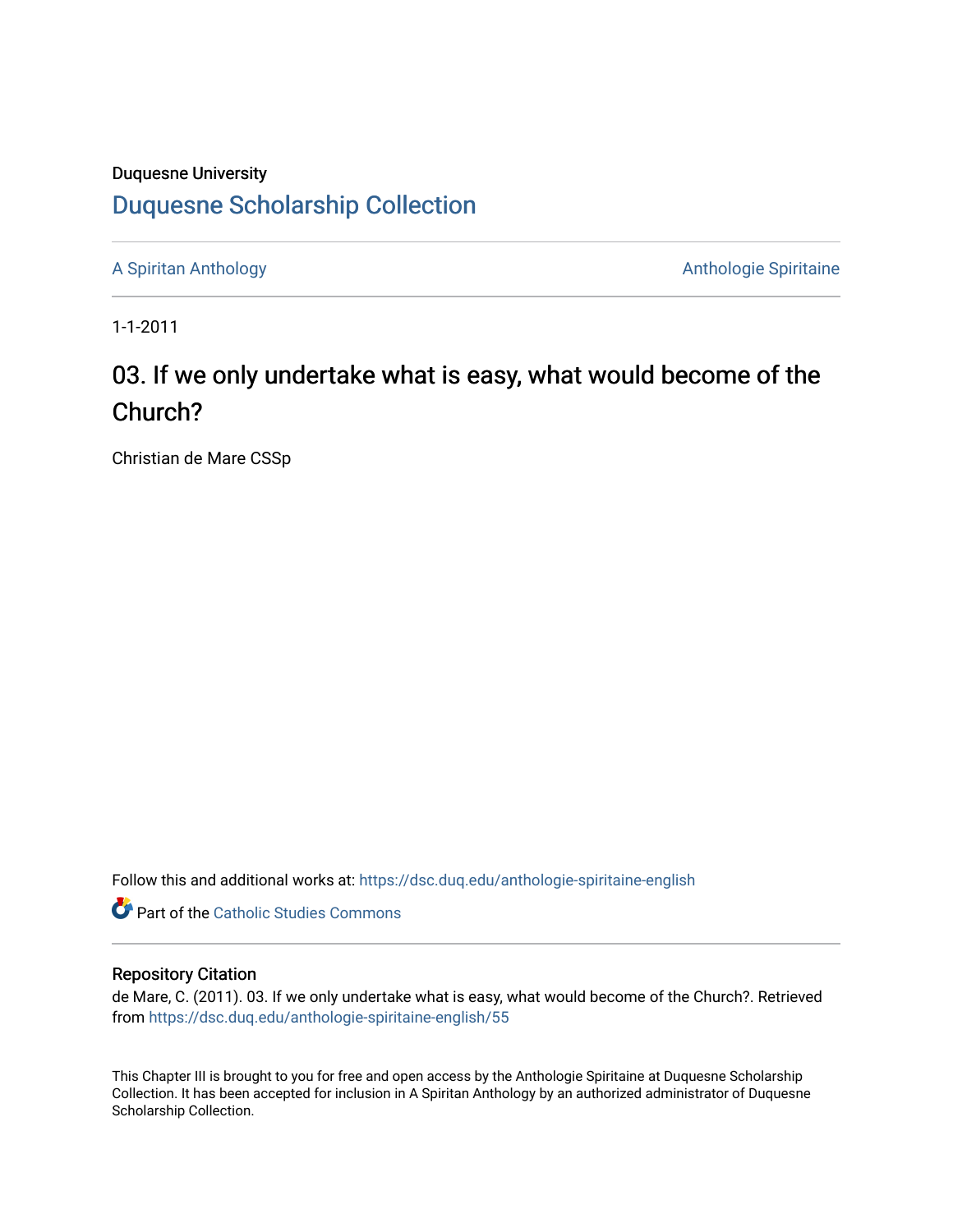Duquesne University

## Duquesne Scholarship Collection

A Spiritan Anthology | Anthologie Spiritaine

1-1-2011

# 03. If we only undertake what is easy, what would become of the Church?

Christian de Mare CSSp

Follow this and additional works at: https://dsc.duq.edu/anthologie-spiritaine-english

Part of the Catholic Studies Commons

### Repository Citation

de Mare, C. (2011). 03. If we only undertake what is easy, what would become of the Church?. Retrieved from https://dsc.duq.edu/anthologie-spiritaine-english/55

This Chapter III is brought to you for free and open access by the Anthologie Spiritaine at Duquesne Scholarship Collection. It has been accepted for inclusion in A Spiritan Anthology by an authorized administrator of Duquesne Scholarship Collection.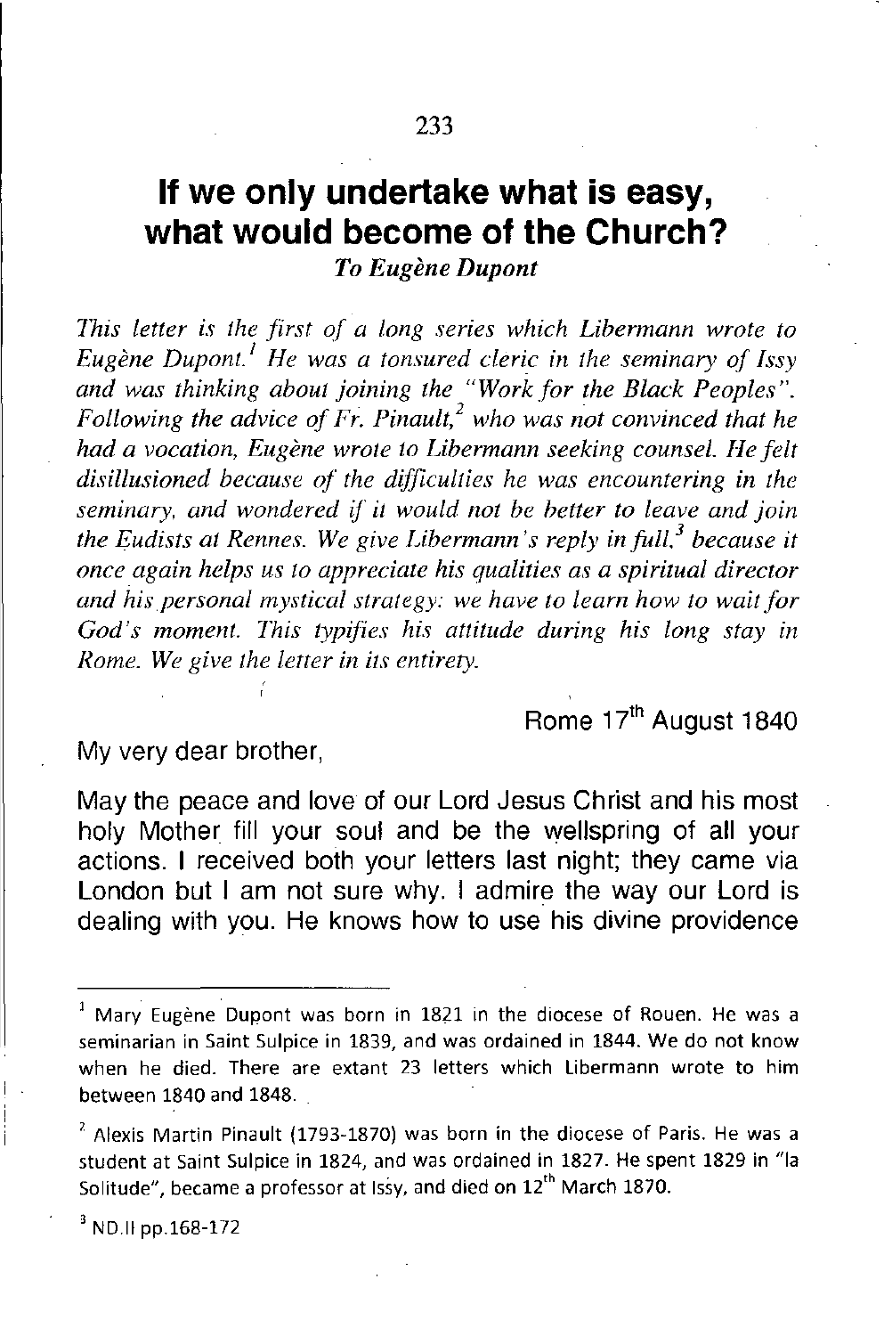# If we only undertake what is easy, what would become of the Church?

***To Eugène Dupont***

*This letter is the first of a long series which Libermann wrote to Eugène Dupont.*[1] *He was a tonsured cleric in the seminary of Issy and was thinking about joining the "Work for the Black Peoples". Following the advice of Fr. Pinault,*[2] *who was not convinced that he had a vocation, Eugène wrote to Libermann seeking counsel. He felt disillusioned because of the difficulties he was encountering in the seminary, and wondered if it would not be better to leave and join the Eudists at Rennes. We give Libermann's reply in full,*[3] *because it once again helps us to appreciate his qualities as a spiritual director and his personal mystical strategy: we have to learn how to wait for God's moment. This typifies his attitude during his long stay in Rome. We give the letter in its entirety.*

Rome 17th August 1840

My very dear brother,

May the peace and love of our Lord Jesus Christ and his most holy Mother fill your soul and be the wellspring of all your actions. I received both your letters last night; they came via London but I am not sure why. I admire the way our Lord is dealing with you. He knows how to use his divine providence

---

[1] Mary Eugène Dupont was born in 1821 in the diocese of Rouen. He was a seminarian in Saint Sulpice in 1839, and was ordained in 1844. We do not know when he died. There are extant 23 letters which Libermann wrote to him between 1840 and 1848.

[2] Alexis Martin Pinault (1793-1870) was born in the diocese of Paris. He was a student at Saint Sulpice in 1824, and was ordained in 1827. He spent 1829 in "la Solitude", became a professor at Issy, and died on 12th March 1870.

[3] ND.II pp.168-172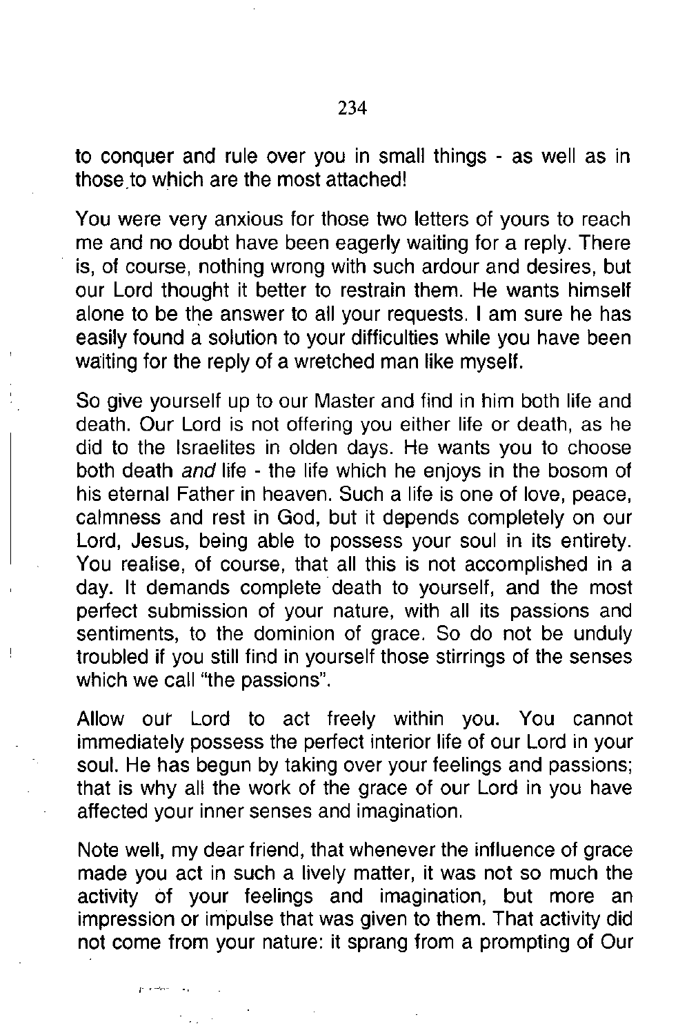to conquer and rule over you in small things - as well as in those to which are the most attached!

You were very anxious for those two letters of yours to reach me and no doubt have been eagerly waiting for a reply. There is, of course, nothing wrong with such ardour and desires, but our Lord thought it better to restrain them. He wants himself alone to be the answer to all your requests. I am sure he has easily found a solution to your difficulties while you have been waiting for the reply of a wretched man like myself.

So give yourself up to our Master and find in him both life and death. Our Lord is not offering you either life or death, as he did to the Israelites in olden days. He wants you to choose both death *and* life - the life which he enjoys in the bosom of his eternal Father in heaven. Such a life is one of love, peace, calmness and rest in God, but it depends completely on our Lord, Jesus, being able to possess your soul in its entirety. You realise, of course, that all this is not accomplished in a day. It demands complete death to yourself, and the most perfect submission of your nature, with all its passions and sentiments, to the dominion of grace. So do not be unduly troubled if you still find in yourself those stirrings of the senses which we call "the passions".

Allow our Lord to act freely within you. You cannot immediately possess the perfect interior life of our Lord in your soul. He has begun by taking over your feelings and passions; that is why all the work of the grace of our Lord in you have affected your inner senses and imagination.

Note well, my dear friend, that whenever the influence of grace made you act in such a lively matter, it was not so much the activity of your feelings and imagination, but more an impression or impulse that was given to them. That activity did not come from your nature: it sprang from a prompting of Our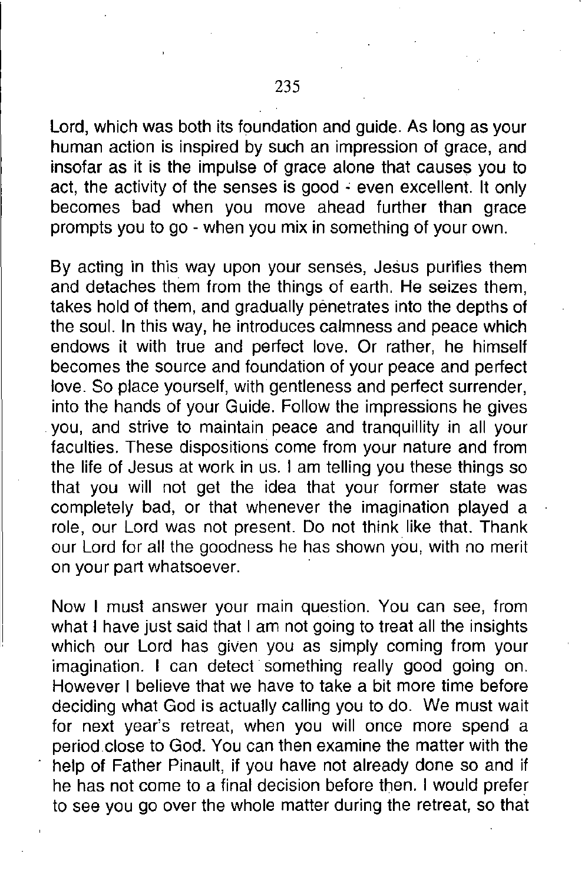Lord, which was both its foundation and guide. As long as your human action is inspired by such an impression of grace, and insofar as it is the impulse of grace alone that causes you to act, the activity of the senses is good - even excellent. It only becomes bad when you move ahead further than grace prompts you to go - when you mix in something of your own.

By acting in this way upon your senses, Jesus purifies them and detaches them from the things of earth. He seizes them, takes hold of them, and gradually penetrates into the depths of the soul. In this way, he introduces calmness and peace which endows it with true and perfect love. Or rather, he himself becomes the source and foundation of your peace and perfect love. So place yourself, with gentleness and perfect surrender, into the hands of your Guide. Follow the impressions he gives you, and strive to maintain peace and tranquillity in all your faculties. These dispositions come from your nature and from the life of Jesus at work in us. I am telling you these things so that you will not get the idea that your former state was completely bad, or that whenever the imagination played a role, our Lord was not present. Do not think like that. Thank our Lord for all the goodness he has shown you, with no merit on your part whatsoever.

Now I must answer your main question. You can see, from what I have just said that I am not going to treat all the insights which our Lord has given you as simply coming from your imagination. I can detect something really good going on. However I believe that we have to take a bit more time before deciding what God is actually calling you to do. We must wait for next year's retreat, when you will once more spend a period close to God. You can then examine the matter with the help of Father Pinault, if you have not already done so and if he has not come to a final decision before then. I would prefer to see you go over the whole matter during the retreat, so that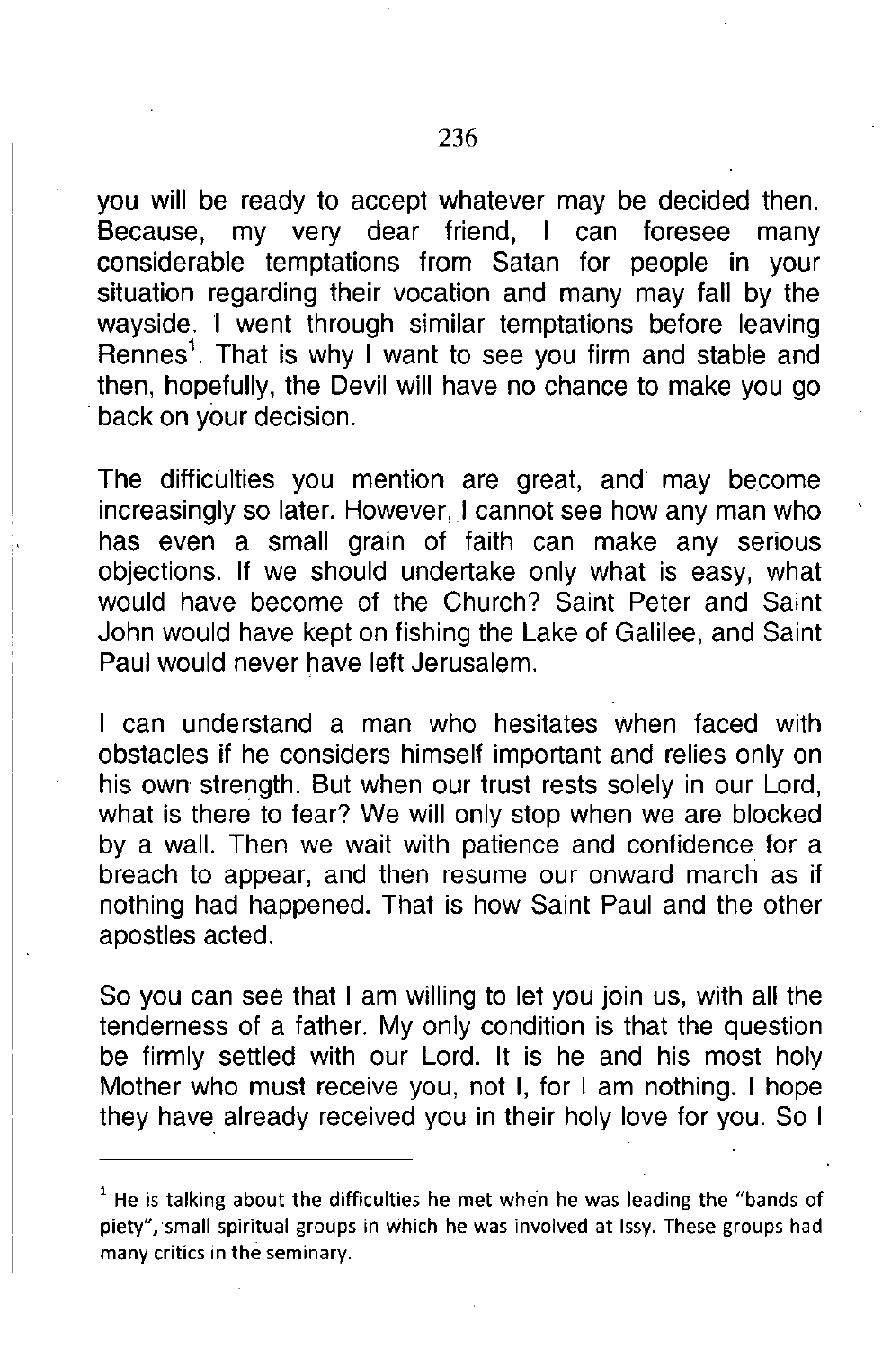you will be ready to accept whatever may be decided then. Because, my very dear friend, I can foresee many considerable temptations from Satan for people in your situation regarding their vocation and many may fall by the wayside. I went through similar temptations before leaving Rennes[1]. That is why I want to see you firm and stable and then, hopefully, the Devil will have no chance to make you go back on your decision.

The difficulties you mention are great, and may become increasingly so later. However, I cannot see how any man who has even a small grain of faith can make any serious objections. If we should undertake only what is easy, what would have become of the Church? Saint Peter and Saint John would have kept on fishing the Lake of Galilee, and Saint Paul would never have left Jerusalem.

I can understand a man who hesitates when faced with obstacles if he considers himself important and relies only on his own strength. But when our trust rests solely in our Lord, what is there to fear? We will only stop when we are blocked by a wall. Then we wait with patience and confidence for a breach to appear, and then resume our onward march as if nothing had happened. That is how Saint Paul and the other apostles acted.

So you can see that I am willing to let you join us, with all the tenderness of a father. My only condition is that the question be firmly settled with our Lord. It is he and his most holy Mother who must receive you, not I, for I am nothing. I hope they have already received you in their holy love for you. So I

---

[1] He is talking about the difficulties he met when he was leading the "bands of piety", small spiritual groups in which he was involved at Issy. These groups had many critics in the seminary.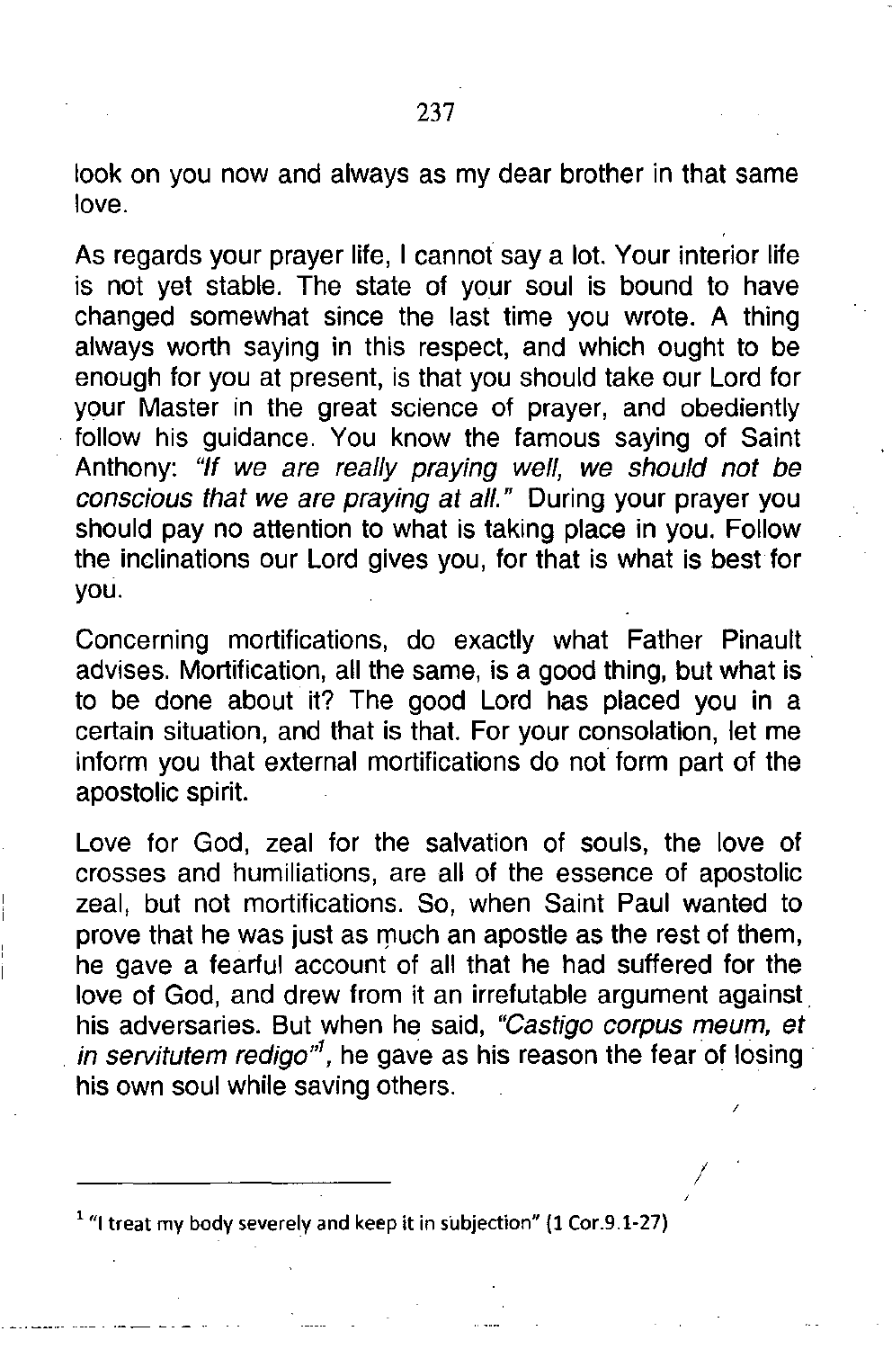look on you now and always as my dear brother in that same love.

As regards your prayer life, I cannot say a lot. Your interior life is not yet stable. The state of your soul is bound to have changed somewhat since the last time you wrote. A thing always worth saying in this respect, and which ought to be enough for you at present, is that you should take our Lord for your Master in the great science of prayer, and obediently follow his guidance. You know the famous saying of Saint Anthony: *"If we are really praying well, we should not be conscious that we are praying at all."* During your prayer you should pay no attention to what is taking place in you. Follow the inclinations our Lord gives you, for that is what is best for you.

Concerning mortifications, do exactly what Father Pinault advises. Mortification, all the same, is a good thing, but what is to be done about it? The good Lord has placed you in a certain situation, and that is that. For your consolation, let me inform you that external mortifications do not form part of the apostolic spirit.

Love for God, zeal for the salvation of souls, the love of crosses and humiliations, are all of the essence of apostolic zeal, but not mortifications. So, when Saint Paul wanted to prove that he was just as much an apostle as the rest of them, he gave a fearful account of all that he had suffered for the love of God, and drew from it an irrefutable argument against his adversaries. But when he said, *"Castigo corpus meum, et in servitutem redigo"*[1], he gave as his reason the fear of losing his own soul while saving others.

---

[1] "I treat my body severely and keep it in subjection" (1 Cor.9.1-27)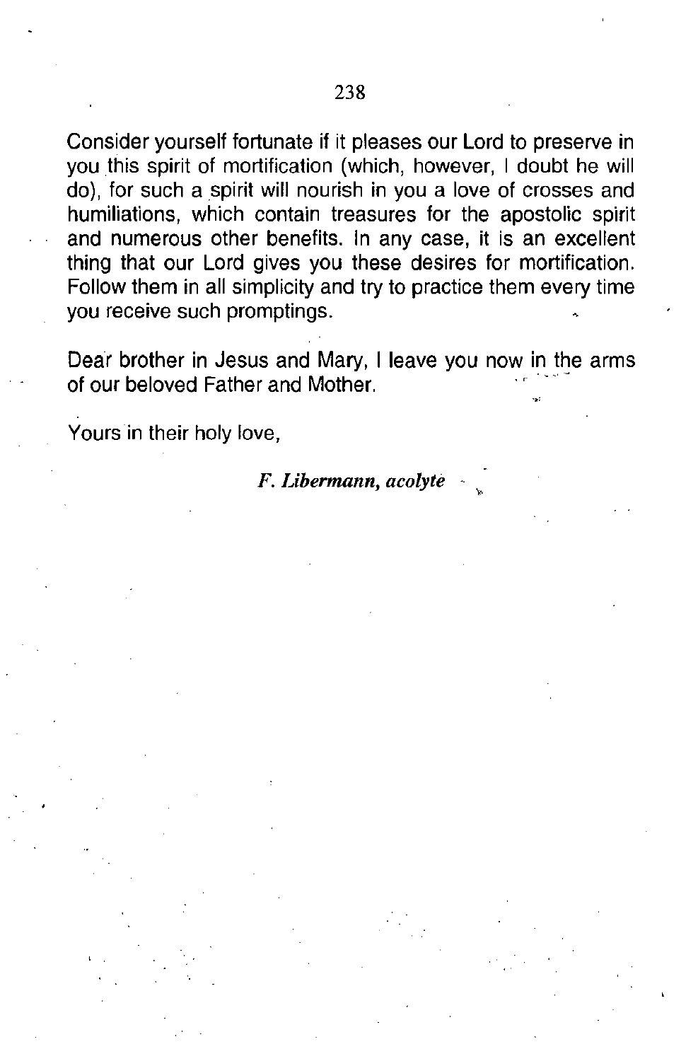Consider yourself fortunate if it pleases our Lord to preserve in you this spirit of mortification (which, however, I doubt he will do), for such a spirit will nourish in you a love of crosses and humiliations, which contain treasures for the apostolic spirit and numerous other benefits. In any case, it is an excellent thing that our Lord gives you these desires for mortification. Follow them in all simplicity and try to practice them every time you receive such promptings.

Dear brother in Jesus and Mary, I leave you now in the arms of our beloved Father and Mother.

Yours in their holy love,

***F. Libermann, acolyte***